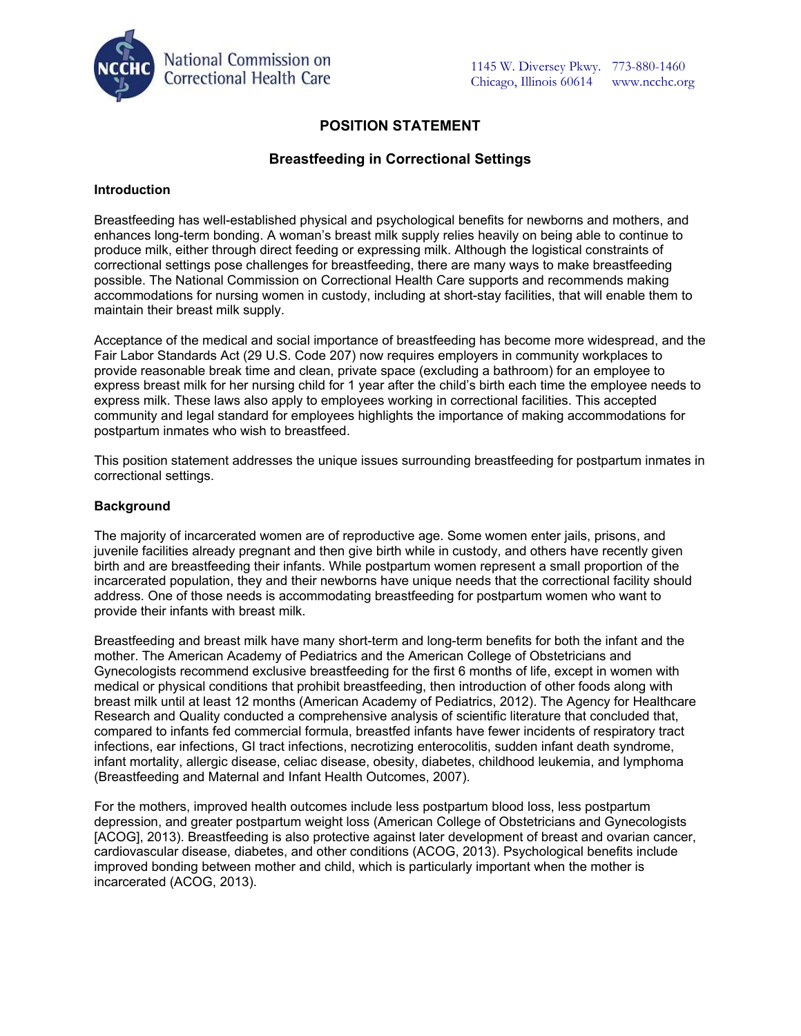National Commission on Correctional Health Care

1145 W. Diversey Pkwy. Chicago, Illinois 60614 773-880-1460 www.ncchc.org

# POSITION STATEMENT

## Breastfeeding in Correctional Settings

### Introduction

Breastfeeding has well-established physical and psychological benefits for newborns and mothers, and enhances long-term bonding. A woman's breast milk supply relies heavily on being able to continue to produce milk, either through direct feeding or expressing milk. Although the logistical constraints of correctional settings pose challenges for breastfeeding, there are many ways to make breastfeeding possible. The National Commission on Correctional Health Care supports and recommends making accommodations for nursing women in custody, including at short-stay facilities, that will enable them to maintain their breast milk supply.

Acceptance of the medical and social importance of breastfeeding has become more widespread, and the Fair Labor Standards Act (29 U.S. Code 207) now requires employers in community workplaces to provide reasonable break time and clean, private space (excluding a bathroom) for an employee to express breast milk for her nursing child for 1 year after the child's birth each time the employee needs to express milk. These laws also apply to employees working in correctional facilities. This accepted community and legal standard for employees highlights the importance of making accommodations for postpartum inmates who wish to breastfeed.

This position statement addresses the unique issues surrounding breastfeeding for postpartum inmates in correctional settings.

### Background

The majority of incarcerated women are of reproductive age. Some women enter jails, prisons, and juvenile facilities already pregnant and then give birth while in custody, and others have recently given birth and are breastfeeding their infants. While postpartum women represent a small proportion of the incarcerated population, they and their newborns have unique needs that the correctional facility should address. One of those needs is accommodating breastfeeding for postpartum women who want to provide their infants with breast milk.

Breastfeeding and breast milk have many short-term and long-term benefits for both the infant and the mother. The American Academy of Pediatrics and the American College of Obstetricians and Gynecologists recommend exclusive breastfeeding for the first 6 months of life, except in women with medical or physical conditions that prohibit breastfeeding, then introduction of other foods along with breast milk until at least 12 months (American Academy of Pediatrics, 2012). The Agency for Healthcare Research and Quality conducted a comprehensive analysis of scientific literature that concluded that, compared to infants fed commercial formula, breastfed infants have fewer incidents of respiratory tract infections, ear infections, GI tract infections, necrotizing enterocolitis, sudden infant death syndrome, infant mortality, allergic disease, celiac disease, obesity, diabetes, childhood leukemia, and lymphoma (Breastfeeding and Maternal and Infant Health Outcomes, 2007).

For the mothers, improved health outcomes include less postpartum blood loss, less postpartum depression, and greater postpartum weight loss (American College of Obstetricians and Gynecologists [ACOG], 2013). Breastfeeding is also protective against later development of breast and ovarian cancer, cardiovascular disease, diabetes, and other conditions (ACOG, 2013). Psychological benefits include improved bonding between mother and child, which is particularly important when the mother is incarcerated (ACOG, 2013).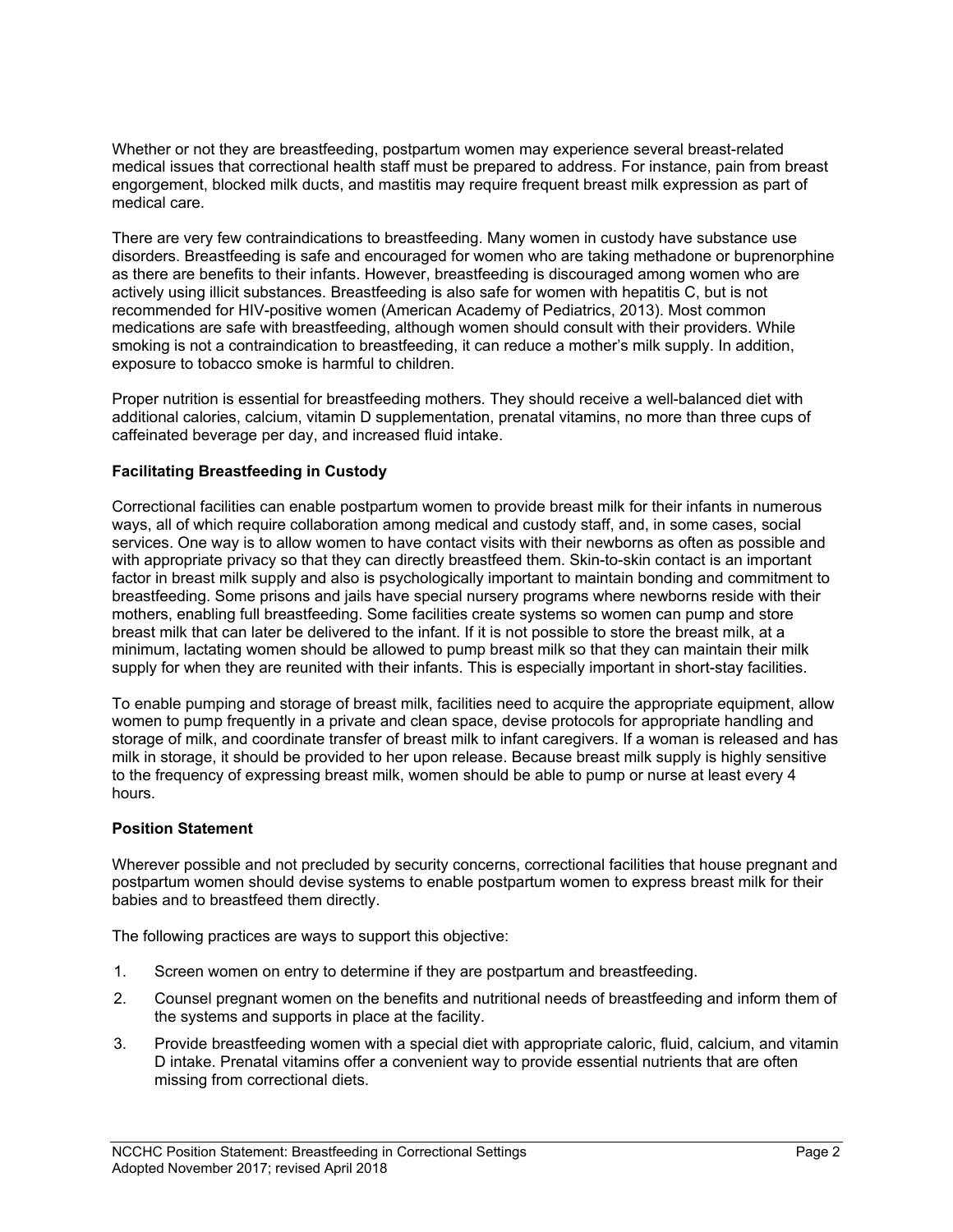Whether or not they are breastfeeding, postpartum women may experience several breast-related medical issues that correctional health staff must be prepared to address. For instance, pain from breast engorgement, blocked milk ducts, and mastitis may require frequent breast milk expression as part of medical care.

There are very few contraindications to breastfeeding. Many women in custody have substance use disorders. Breastfeeding is safe and encouraged for women who are taking methadone or buprenorphine as there are benefits to their infants. However, breastfeeding is discouraged among women who are actively using illicit substances. Breastfeeding is also safe for women with hepatitis C, but is not recommended for HIV-positive women (American Academy of Pediatrics, 2013). Most common medications are safe with breastfeeding, although women should consult with their providers. While smoking is not a contraindication to breastfeeding, it can reduce a mother's milk supply. In addition, exposure to tobacco smoke is harmful to children.

Proper nutrition is essential for breastfeeding mothers. They should receive a well-balanced diet with additional calories, calcium, vitamin D supplementation, prenatal vitamins, no more than three cups of caffeinated beverage per day, and increased fluid intake.

**Facilitating Breastfeeding in Custody**

Correctional facilities can enable postpartum women to provide breast milk for their infants in numerous ways, all of which require collaboration among medical and custody staff, and, in some cases, social services. One way is to allow women to have contact visits with their newborns as often as possible and with appropriate privacy so that they can directly breastfeed them. Skin-to-skin contact is an important factor in breast milk supply and also is psychologically important to maintain bonding and commitment to breastfeeding. Some prisons and jails have special nursery programs where newborns reside with their mothers, enabling full breastfeeding. Some facilities create systems so women can pump and store breast milk that can later be delivered to the infant. If it is not possible to store the breast milk, at a minimum, lactating women should be allowed to pump breast milk so that they can maintain their milk supply for when they are reunited with their infants. This is especially important in short-stay facilities.

To enable pumping and storage of breast milk, facilities need to acquire the appropriate equipment, allow women to pump frequently in a private and clean space, devise protocols for appropriate handling and storage of milk, and coordinate transfer of breast milk to infant caregivers. If a woman is released and has milk in storage, it should be provided to her upon release. Because breast milk supply is highly sensitive to the frequency of expressing breast milk, women should be able to pump or nurse at least every 4 hours.

**Position Statement**

Wherever possible and not precluded by security concerns, correctional facilities that house pregnant and postpartum women should devise systems to enable postpartum women to express breast milk for their babies and to breastfeed them directly.

The following practices are ways to support this objective:

1. Screen women on entry to determine if they are postpartum and breastfeeding.
2. Counsel pregnant women on the benefits and nutritional needs of breastfeeding and inform them of the systems and supports in place at the facility.
3. Provide breastfeeding women with a special diet with appropriate caloric, fluid, calcium, and vitamin D intake. Prenatal vitamins offer a convenient way to provide essential nutrients that are often missing from correctional diets.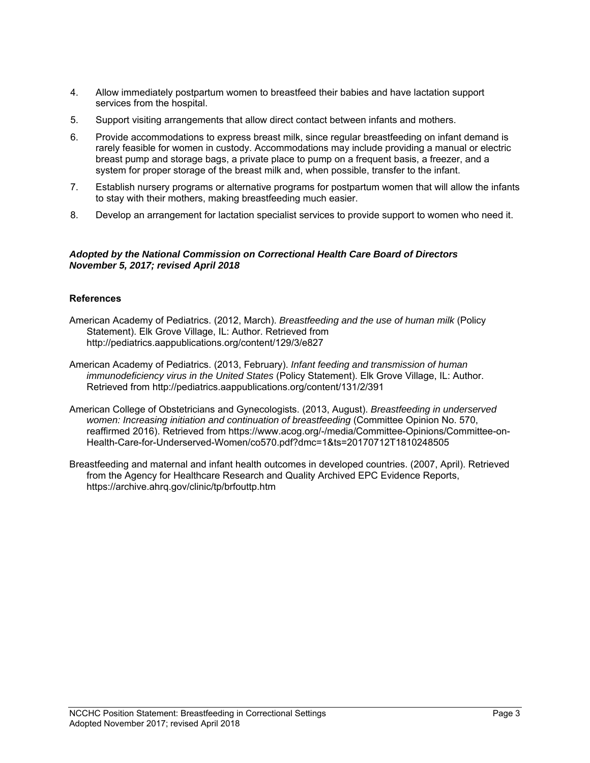4. Allow immediately postpartum women to breastfeed their babies and have lactation support services from the hospital.
5. Support visiting arrangements that allow direct contact between infants and mothers.
6. Provide accommodations to express breast milk, since regular breastfeeding on infant demand is rarely feasible for women in custody. Accommodations may include providing a manual or electric breast pump and storage bags, a private place to pump on a frequent basis, a freezer, and a system for proper storage of the breast milk and, when possible, transfer to the infant.
7. Establish nursery programs or alternative programs for postpartum women that will allow the infants to stay with their mothers, making breastfeeding much easier.
8. Develop an arrangement for lactation specialist services to provide support to women who need it.

***Adopted by the National Commission on Correctional Health Care Board of Directors November 5, 2017; revised April 2018***

**References**

American Academy of Pediatrics. (2012, March). *Breastfeeding and the use of human milk* (Policy Statement). Elk Grove Village, IL: Author. Retrieved from http://pediatrics.aappublications.org/content/129/3/e827

American Academy of Pediatrics. (2013, February). *Infant feeding and transmission of human immunodeficiency virus in the United States* (Policy Statement). Elk Grove Village, IL: Author. Retrieved from http://pediatrics.aappublications.org/content/131/2/391

American College of Obstetricians and Gynecologists. (2013, August). *Breastfeeding in underserved women: Increasing initiation and continuation of breastfeeding* (Committee Opinion No. 570, reaffirmed 2016). Retrieved from https://www.acog.org/-/media/Committee-Opinions/Committee-on-Health-Care-for-Underserved-Women/co570.pdf?dmc=1&ts=20170712T1810248505

Breastfeeding and maternal and infant health outcomes in developed countries. (2007, April). Retrieved from the Agency for Healthcare Research and Quality Archived EPC Evidence Reports, https://archive.ahrq.gov/clinic/tp/brfouttp.htm